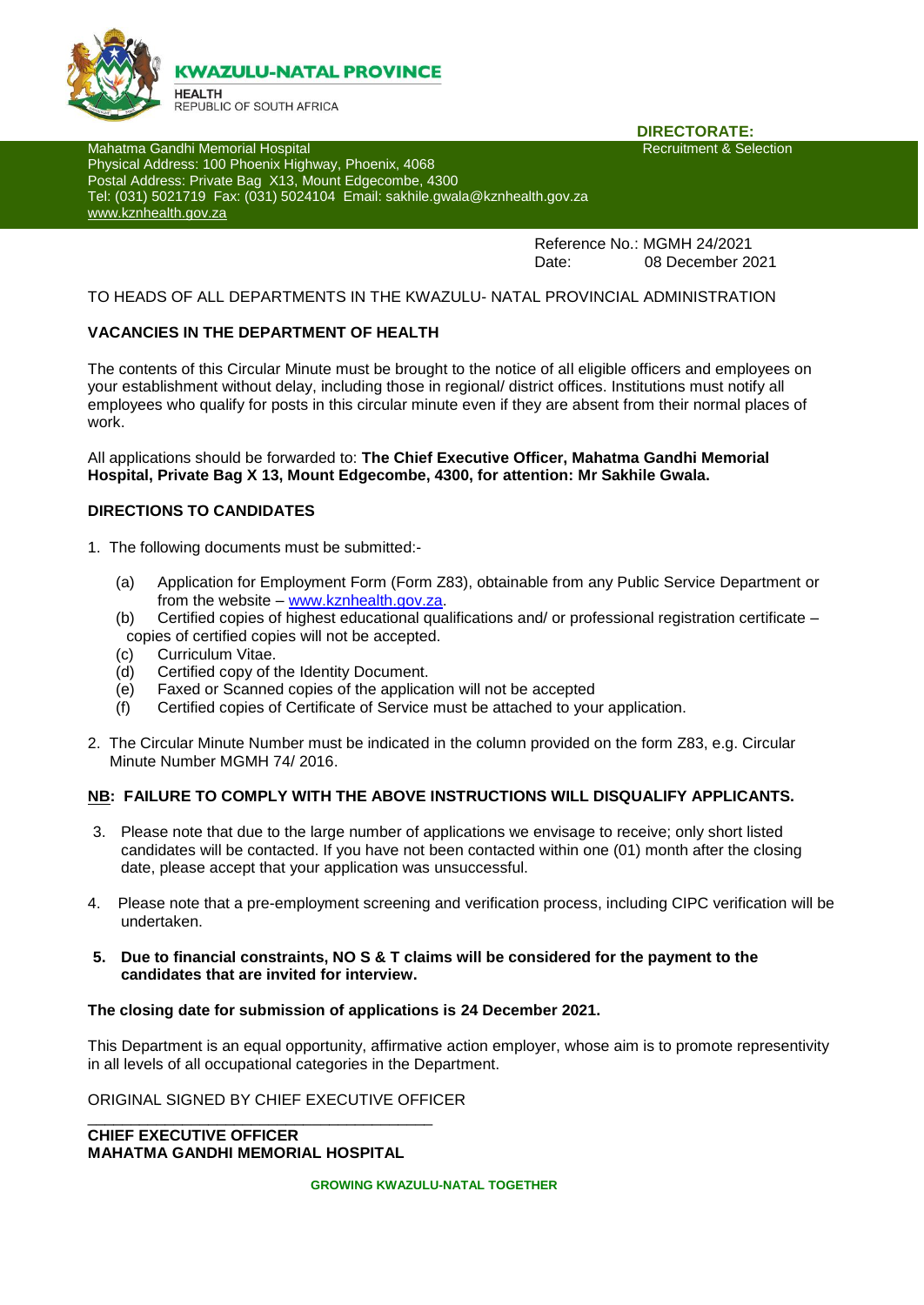**KWAZULU-NATAL PROVINCE**

**HEALTH**
REPUBLIC OF SOUTH AFRICA

**DIRECTORATE:**
Recruitment & Selection

Mahatma Gandhi Memorial Hospital
Physical Address: 100 Phoenix Highway, Phoenix, 4068
Postal Address: Private Bag X13, Mount Edgecombe, 4300
Tel: (031) 5021719 Fax: (031) 5024104 Email: sakhile.gwala@kznhealth.gov.za
www.kznhealth.gov.za

Reference No.: MGMH 24/2021
Date: 08 December 2021

TO HEADS OF ALL DEPARTMENTS IN THE KWAZULU- NATAL PROVINCIAL ADMINISTRATION

**VACANCIES IN THE DEPARTMENT OF HEALTH**

The contents of this Circular Minute must be brought to the notice of all eligible officers and employees on your establishment without delay, including those in regional/ district offices. Institutions must notify all employees who qualify for posts in this circular minute even if they are absent from their normal places of work.

All applications should be forwarded to: **The Chief Executive Officer, Mahatma Gandhi Memorial Hospital, Private Bag X 13, Mount Edgecombe, 4300, for attention: Mr Sakhile Gwala.**

**DIRECTIONS TO CANDIDATES**

1. The following documents must be submitted:-
   - (a) Application for Employment Form (Form Z83), obtainable from any Public Service Department or from the website – www.kznhealth.gov.za.
   - (b) Certified copies of highest educational qualifications and/ or professional registration certificate – copies of certified copies will not be accepted.
   - (c) Curriculum Vitae.
   - (d) Certified copy of the Identity Document.
   - (e) Faxed or Scanned copies of the application will not be accepted
   - (f) Certified copies of Certificate of Service must be attached to your application.
2. The Circular Minute Number must be indicated in the column provided on the form Z83, e.g. Circular Minute Number MGMH 74/ 2016.

**NB: FAILURE TO COMPLY WITH THE ABOVE INSTRUCTIONS WILL DISQUALIFY APPLICANTS.**

3. Please note that due to the large number of applications we envisage to receive; only short listed candidates will be contacted. If you have not been contacted within one (01) month after the closing date, please accept that your application was unsuccessful.
4. Please note that a pre-employment screening and verification process, including CIPC verification will be undertaken.
5. **Due to financial constraints, NO S & T claims will be considered for the payment to the candidates that are invited for interview.**

**The closing date for submission of applications is 24 December 2021.**

This Department is an equal opportunity, affirmative action employer, whose aim is to promote representivity in all levels of all occupational categories in the Department.

ORIGINAL SIGNED BY CHIEF EXECUTIVE OFFICER

\_\_\_\_\_\_\_\_\_\_\_\_\_\_\_\_\_\_\_\_\_\_\_\_\_\_\_\_\_\_\_\_\_\_\_\_\_\_\_\_

**CHIEF EXECUTIVE OFFICER**
**MAHATMA GANDHI MEMORIAL HOSPITAL**

**GROWING KWAZULU-NATAL TOGETHER**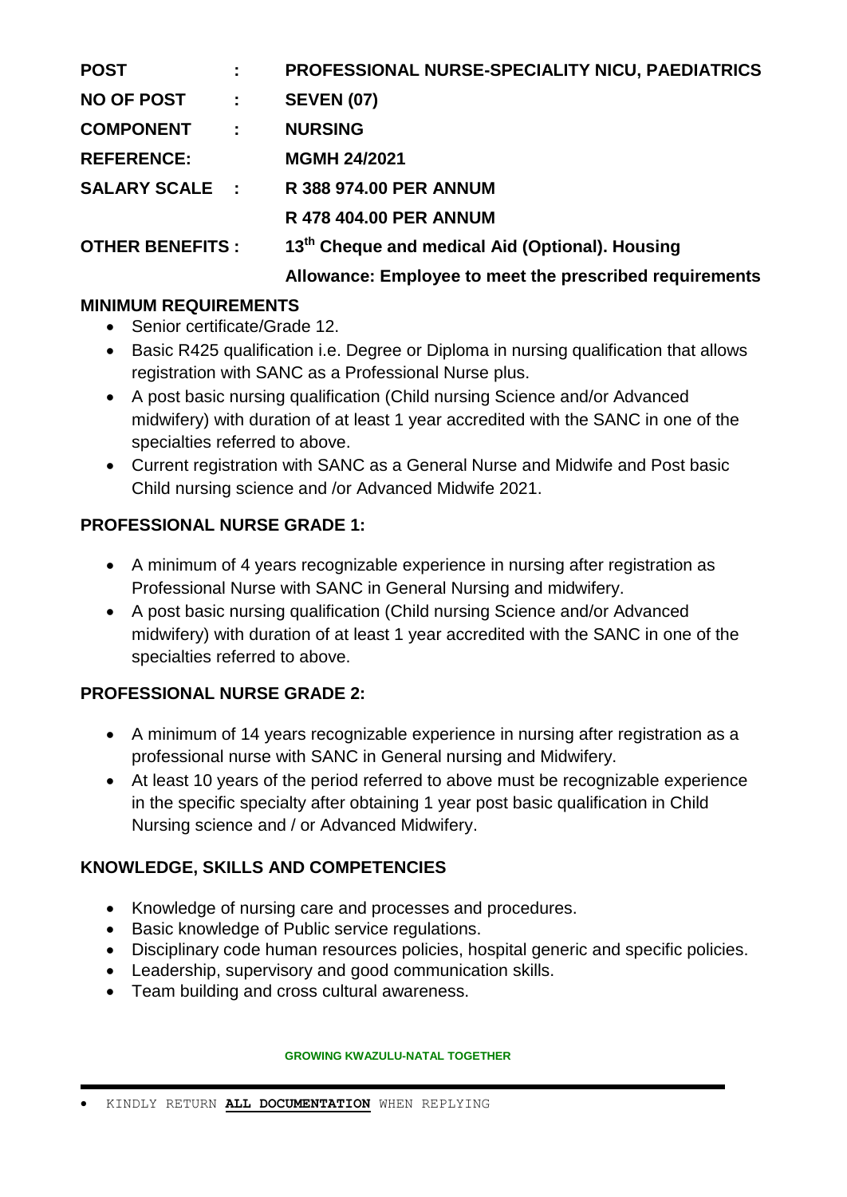**POST : PROFESSIONAL NURSE-SPECIALITY NICU, PAEDIATRICS**

**NO OF POST : SEVEN (07)**

**COMPONENT : NURSING**

**REFERENCE: MGMH 24/2021**

**SALARY SCALE : R 388 974.00 PER ANNUM**

**R 478 404.00 PER ANNUM**

**OTHER BENEFITS : 13th Cheque and medical Aid (Optional). Housing Allowance: Employee to meet the prescribed requirements**

## MINIMUM REQUIREMENTS

- Senior certificate/Grade 12.
- Basic R425 qualification i.e. Degree or Diploma in nursing qualification that allows registration with SANC as a Professional Nurse plus.
- A post basic nursing qualification (Child nursing Science and/or Advanced midwifery) with duration of at least 1 year accredited with the SANC in one of the specialties referred to above.
- Current registration with SANC as a General Nurse and Midwife and Post basic Child nursing science and /or Advanced Midwife 2021.

## PROFESSIONAL NURSE GRADE 1:

- A minimum of 4 years recognizable experience in nursing after registration as Professional Nurse with SANC in General Nursing and midwifery.
- A post basic nursing qualification (Child nursing Science and/or Advanced midwifery) with duration of at least 1 year accredited with the SANC in one of the specialties referred to above.

## PROFESSIONAL NURSE GRADE 2:

- A minimum of 14 years recognizable experience in nursing after registration as a professional nurse with SANC in General nursing and Midwifery.
- At least 10 years of the period referred to above must be recognizable experience in the specific specialty after obtaining 1 year post basic qualification in Child Nursing science and / or Advanced Midwifery.

## KNOWLEDGE, SKILLS AND COMPETENCIES

- Knowledge of nursing care and processes and procedures.
- Basic knowledge of Public service regulations.
- Disciplinary code human resources policies, hospital generic and specific policies.
- Leadership, supervisory and good communication skills.
- Team building and cross cultural awareness.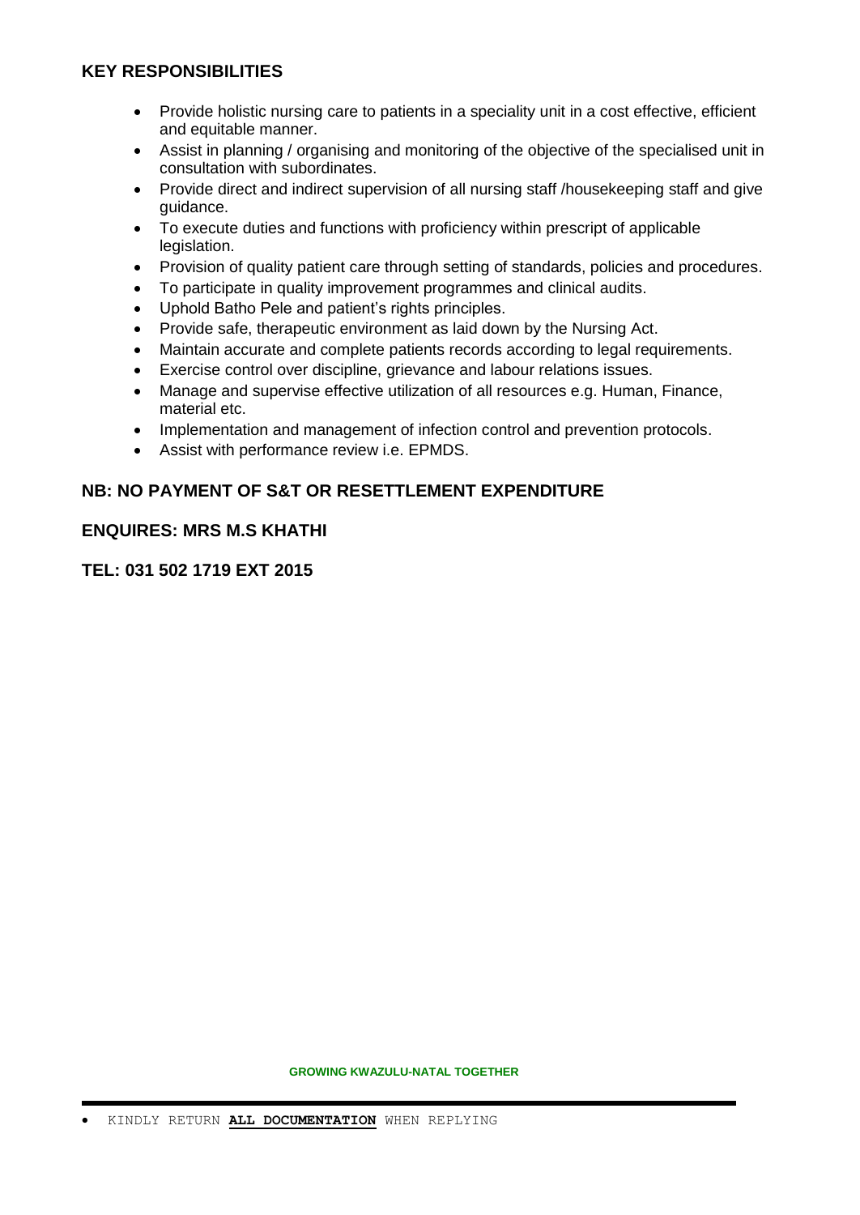## KEY RESPONSIBILITIES

- Provide holistic nursing care to patients in a speciality unit in a cost effective, efficient and equitable manner.
- Assist in planning / organising and monitoring of the objective of the specialised unit in consultation with subordinates.
- Provide direct and indirect supervision of all nursing staff /housekeeping staff and give guidance.
- To execute duties and functions with proficiency within prescript of applicable legislation.
- Provision of quality patient care through setting of standards, policies and procedures.
- To participate in quality improvement programmes and clinical audits.
- Uphold Batho Pele and patient's rights principles.
- Provide safe, therapeutic environment as laid down by the Nursing Act.
- Maintain accurate and complete patients records according to legal requirements.
- Exercise control over discipline, grievance and labour relations issues.
- Manage and supervise effective utilization of all resources e.g. Human, Finance, material etc.
- Implementation and management of infection control and prevention protocols.
- Assist with performance review i.e. EPMDS.

## NB: NO PAYMENT OF S&T OR RESETTLEMENT EXPENDITURE

## ENQUIRES: MRS M.S KHATHI

## TEL: 031 502 1719 EXT 2015

GROWING KWAZULU-NATAL TOGETHER

- KINDLY RETURN **ALL DOCUMENTATION** WHEN REPLYING